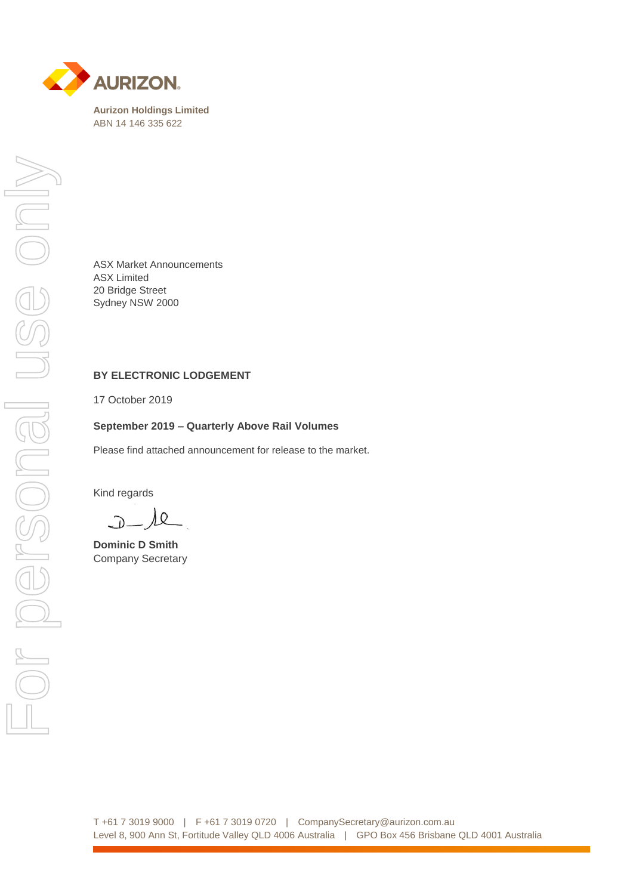**AURIZON**

**Aurizon Holdings Limited**
ABN 14 146 335 622

ASX Market Announcements
ASX Limited
20 Bridge Street
Sydney NSW 2000

**BY ELECTRONIC LODGEMENT**

17 October 2019

**September 2019 – Quarterly Above Rail Volumes**

Please find attached announcement for release to the market.

Kind regards

**Dominic D Smith**
Company Secretary

T +61 7 3019 9000 | F +61 7 3019 0720 | CompanySecretary@aurizon.com.au
Level 8, 900 Ann St, Fortitude Valley QLD 4006 Australia | GPO Box 456 Brisbane QLD 4001 Australia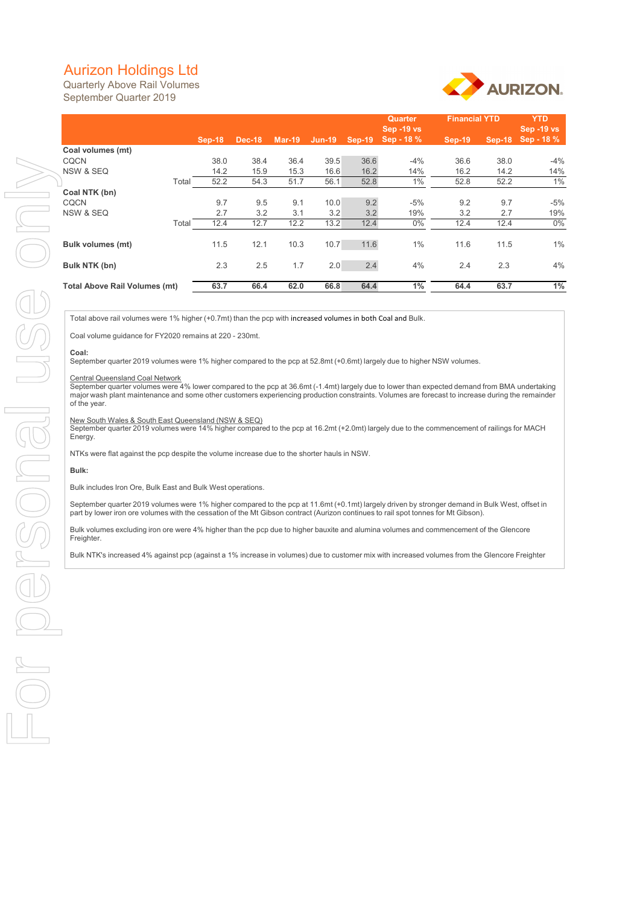# Aurizon Holdings Ltd

Quarterly Above Rail Volumes

September Quarter 2019

| | Sep-18 | Dec-18 | Mar-19 | Jun-19 | Sep-19 | Quarter Sep -19 vs Sep - 18 % | Financial YTD Sep-19 | Financial YTD Sep-18 | YTD Sep -19 vs Sep - 18 % |
|---|---|---|---|---|---|---|---|---|---|
| **Coal volumes (mt)** | | | | | | | | | |
| CQCN | 38.0 | 38.4 | 36.4 | 39.5 | 36.6 | -4% | 36.6 | 38.0 | -4% |
| NSW & SEQ | 14.2 | 15.9 | 15.3 | 16.6 | 16.2 | 14% | 16.2 | 14.2 | 14% |
| Total | 52.2 | 54.3 | 51.7 | 56.1 | 52.8 | 1% | 52.8 | 52.2 | 1% |
| **Coal NTK (bn)** | | | | | | | | | |
| CQCN | 9.7 | 9.5 | 9.1 | 10.0 | 9.2 | -5% | 9.2 | 9.7 | -5% |
| NSW & SEQ | 2.7 | 3.2 | 3.1 | 3.2 | 3.2 | 19% | 3.2 | 2.7 | 19% |
| Total | 12.4 | 12.7 | 12.2 | 13.2 | 12.4 | 0% | 12.4 | 12.4 | 0% |
| **Bulk volumes (mt)** | 11.5 | 12.1 | 10.3 | 10.7 | 11.6 | 1% | 11.6 | 11.5 | 1% |
| **Bulk NTK (bn)** | 2.3 | 2.5 | 1.7 | 2.0 | 2.4 | 4% | 2.4 | 2.3 | 4% |
| **Total Above Rail Volumes (mt)** | **63.7** | **66.4** | **62.0** | **66.8** | **64.4** | **1%** | **64.4** | **63.7** | **1%** |

Total above rail volumes were 1% higher (+0.7mt) than the pcp with increased volumes in both Coal and Bulk.

Coal volume guidance for FY2020 remains at 220 - 230mt.

**Coal:**

September quarter 2019 volumes were 1% higher compared to the pcp at 52.8mt (+0.6mt) largely due to higher NSW volumes.

Central Queensland Coal Network

September quarter volumes were 4% lower compared to the pcp at 36.6mt (-1.4mt) largely due to lower than expected demand from BMA undertaking major wash plant maintenance and some other customers experiencing production constraints. Volumes are forecast to increase during the remainder of the year.

New South Wales & South East Queensland (NSW & SEQ)

September quarter 2019 volumes were 14% higher compared to the pcp at 16.2mt (+2.0mt) largely due to the commencement of railings for MACH Energy.

NTKs were flat against the pcp despite the volume increase due to the shorter hauls in NSW.

**Bulk:**

Bulk includes Iron Ore, Bulk East and Bulk West operations.

September quarter 2019 volumes were 1% higher compared to the pcp at 11.6mt (+0.1mt) largely driven by stronger demand in Bulk West, offset in part by lower iron ore volumes with the cessation of the Mt Gibson contract (Aurizon continues to rail spot tonnes for Mt Gibson).

Bulk volumes excluding iron ore were 4% higher than the pcp due to higher bauxite and alumina volumes and commencement of the Glencore Freighter.

Bulk NTK's increased 4% against pcp (against a 1% increase in volumes) due to customer mix with increased volumes from the Glencore Freighter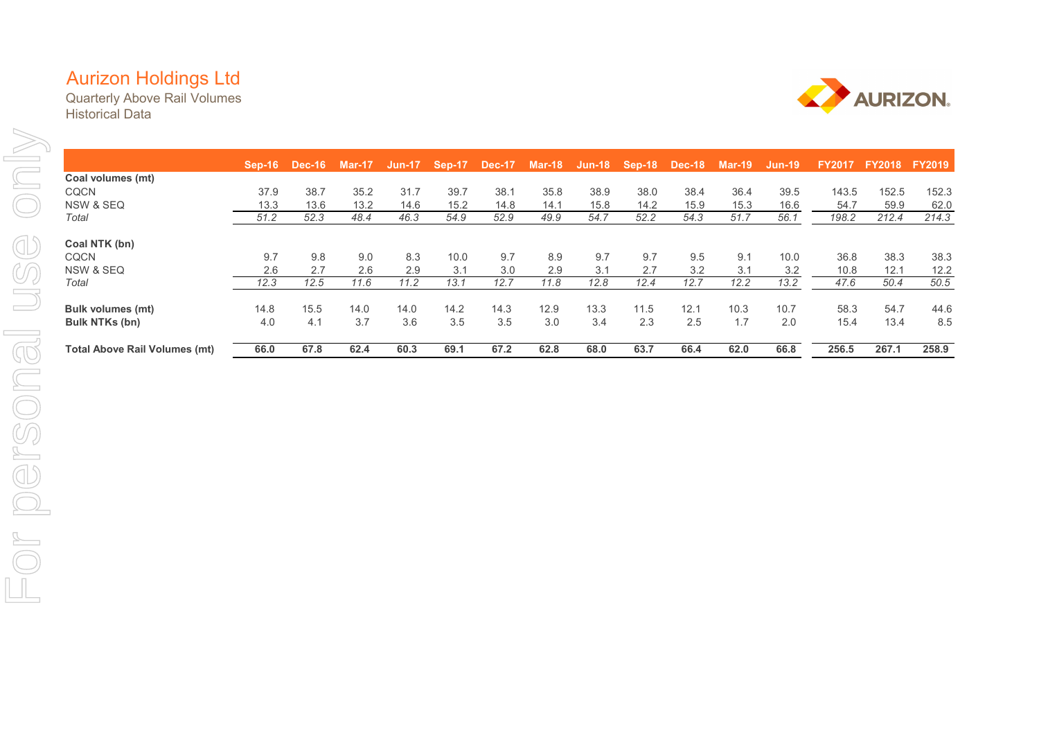# Aurizon Holdings Ltd

## Quarterly Above Rail Volumes

### Historical Data

| | Sep-16 | Dec-16 | Mar-17 | Jun-17 | Sep-17 | Dec-17 | Mar-18 | Jun-18 | Sep-18 | Dec-18 | Mar-19 | Jun-19 | FY2017 | FY2018 | FY2019 |
|---|---|---|---|---|---|---|---|---|---|---|---|---|---|---|---|
| **Coal volumes (mt)** | | | | | | | | | | | | | | | |
| CQCN | 37.9 | 38.7 | 35.2 | 31.7 | 39.7 | 38.1 | 35.8 | 38.9 | 38.0 | 38.4 | 36.4 | 39.5 | 143.5 | 152.5 | 152.3 |
| NSW & SEQ | 13.3 | 13.6 | 13.2 | 14.6 | 15.2 | 14.8 | 14.1 | 15.8 | 14.2 | 15.9 | 15.3 | 16.6 | 54.7 | 59.9 | 62.0 |
| *Total* | *51.2* | *52.3* | *48.4* | *46.3* | *54.9* | *52.9* | *49.9* | *54.7* | *52.2* | *54.3* | *51.7* | *56.1* | *198.2* | *212.4* | *214.3* |
| **Coal NTK (bn)** | | | | | | | | | | | | | | | |
| CQCN | 9.7 | 9.8 | 9.0 | 8.3 | 10.0 | 9.7 | 8.9 | 9.7 | 9.7 | 9.5 | 9.1 | 10.0 | 36.8 | 38.3 | 38.3 |
| NSW & SEQ | 2.6 | 2.7 | 2.6 | 2.9 | 3.1 | 3.0 | 2.9 | 3.1 | 2.7 | 3.2 | 3.1 | 3.2 | 10.8 | 12.1 | 12.2 |
| *Total* | *12.3* | *12.5* | *11.6* | *11.2* | *13.1* | *12.7* | *11.8* | *12.8* | *12.4* | *12.7* | *12.2* | *13.2* | *47.6* | *50.4* | *50.5* |
| **Bulk volumes (mt)** | 14.8 | 15.5 | 14.0 | 14.0 | 14.2 | 14.3 | 12.9 | 13.3 | 11.5 | 12.1 | 10.3 | 10.7 | 58.3 | 54.7 | 44.6 |
| **Bulk NTKs (bn)** | 4.0 | 4.1 | 3.7 | 3.6 | 3.5 | 3.5 | 3.0 | 3.4 | 2.3 | 2.5 | 1.7 | 2.0 | 15.4 | 13.4 | 8.5 |
| **Total Above Rail Volumes (mt)** | **66.0** | **67.8** | **62.4** | **60.3** | **69.1** | **67.2** | **62.8** | **68.0** | **63.7** | **66.4** | **62.0** | **66.8** | **256.5** | **267.1** | **258.9** |